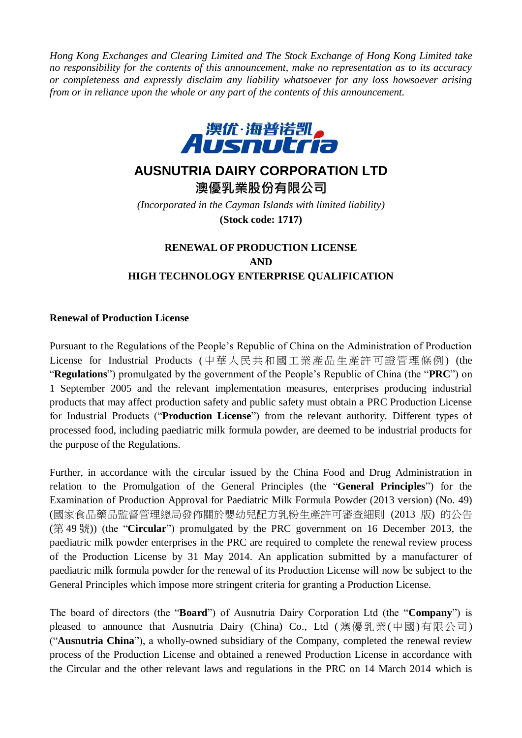*Hong Kong Exchanges and Clearing Limited and The Stock Exchange of Hong Kong Limited take no responsibility for the contents of this announcement, make no representation as to its accuracy or completeness and expressly disclaim any liability whatsoever for any loss howsoever arising from or in reliance upon the whole or any part of the contents of this announcement.*

# AUSNUTRIA DAIRY CORPORATION LTD

# 澳優乳業股份有限公司

*(Incorporated in the Cayman Islands with limited liability)*

**(Stock code: 1717)**

## RENEWAL OF PRODUCTION LICENSE AND HIGH TECHNOLOGY ENTERPRISE QUALIFICATION

### Renewal of Production License

Pursuant to the Regulations of the People's Republic of China on the Administration of Production License for Industrial Products (中華人民共和國工業產品生產許可證管理條例) (the "**Regulations**") promulgated by the government of the People's Republic of China (the "**PRC**") on 1 September 2005 and the relevant implementation measures, enterprises producing industrial products that may affect production safety and public safety must obtain a PRC Production License for Industrial Products ("**Production License**") from the relevant authority. Different types of processed food, including paediatric milk formula powder, are deemed to be industrial products for the purpose of the Regulations.

Further, in accordance with the circular issued by the China Food and Drug Administration in relation to the Promulgation of the General Principles (the "**General Principles**") for the Examination of Production Approval for Paediatric Milk Formula Powder (2013 version) (No. 49) (國家食品藥品監督管理總局發佈關於嬰幼兒配方乳粉生產許可審查細則 (2013 版) 的公告 (第 49 號)) (the "**Circular**") promulgated by the PRC government on 16 December 2013, the paediatric milk powder enterprises in the PRC are required to complete the renewal review process of the Production License by 31 May 2014. An application submitted by a manufacturer of paediatric milk formula powder for the renewal of its Production License will now be subject to the General Principles which impose more stringent criteria for granting a Production License.

The board of directors (the "**Board**") of Ausnutria Dairy Corporation Ltd (the "**Company**") is pleased to announce that Ausnutria Dairy (China) Co., Ltd (澳優乳業(中國)有限公司) ("**Ausnutria China**"), a wholly-owned subsidiary of the Company, completed the renewal review process of the Production License and obtained a renewed Production License in accordance with the Circular and the other relevant laws and regulations in the PRC on 14 March 2014 which is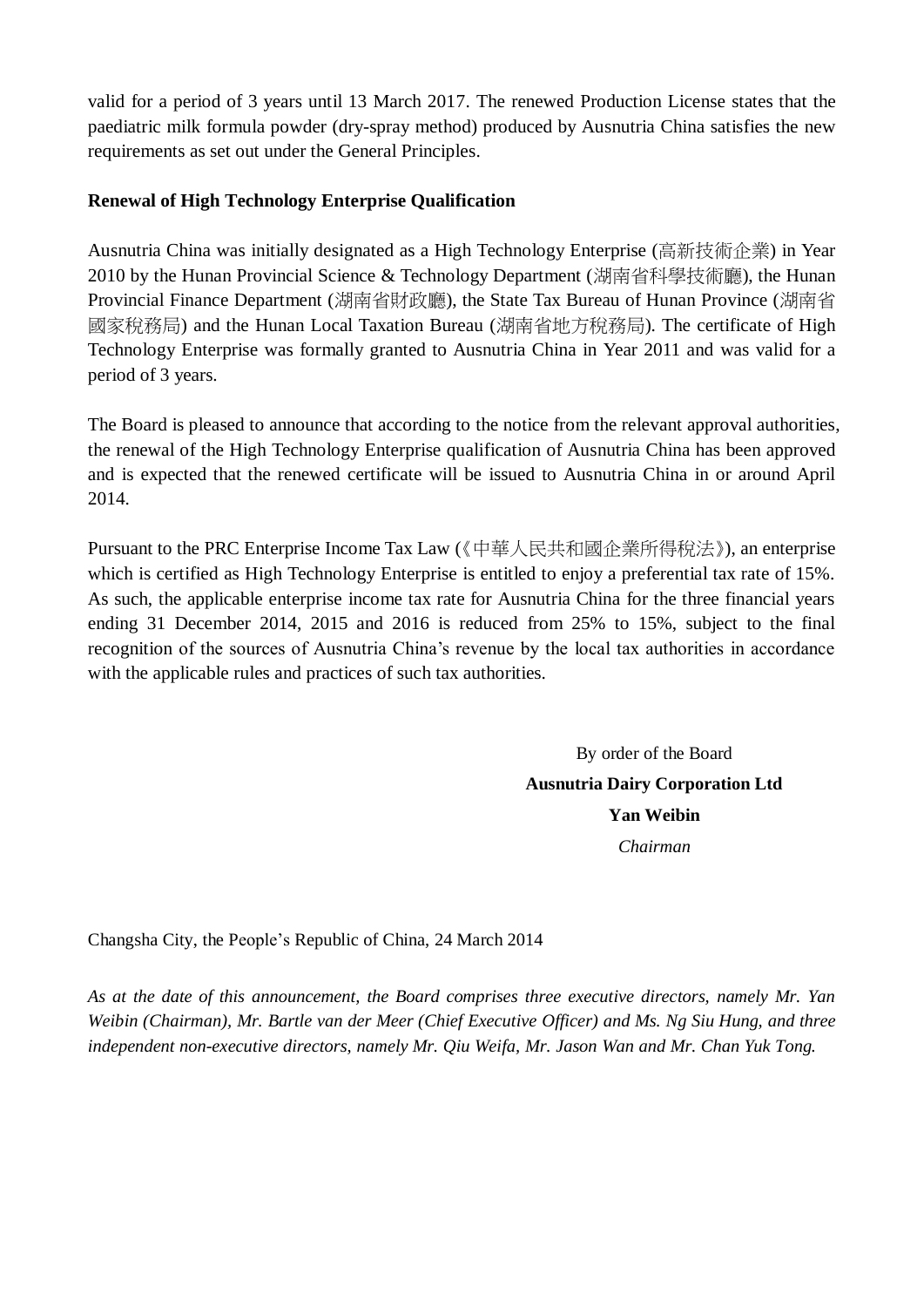valid for a period of 3 years until 13 March 2017. The renewed Production License states that the paediatric milk formula powder (dry-spray method) produced by Ausnutria China satisfies the new requirements as set out under the General Principles.

**Renewal of High Technology Enterprise Qualification**

Ausnutria China was initially designated as a High Technology Enterprise (高新技術企業) in Year 2010 by the Hunan Provincial Science & Technology Department (湖南省科學技術廳), the Hunan Provincial Finance Department (湖南省財政廳), the State Tax Bureau of Hunan Province (湖南省國家稅務局) and the Hunan Local Taxation Bureau (湖南省地方稅務局). The certificate of High Technology Enterprise was formally granted to Ausnutria China in Year 2011 and was valid for a period of 3 years.

The Board is pleased to announce that according to the notice from the relevant approval authorities, the renewal of the High Technology Enterprise qualification of Ausnutria China has been approved and is expected that the renewed certificate will be issued to Ausnutria China in or around April 2014.

Pursuant to the PRC Enterprise Income Tax Law (《中華人民共和國企業所得稅法》), an enterprise which is certified as High Technology Enterprise is entitled to enjoy a preferential tax rate of 15%. As such, the applicable enterprise income tax rate for Ausnutria China for the three financial years ending 31 December 2014, 2015 and 2016 is reduced from 25% to 15%, subject to the final recognition of the sources of Ausnutria China's revenue by the local tax authorities in accordance with the applicable rules and practices of such tax authorities.

By order of the Board

**Ausnutria Dairy Corporation Ltd**

**Yan Weibin**

*Chairman*

Changsha City, the People's Republic of China, 24 March 2014

*As at the date of this announcement, the Board comprises three executive directors, namely Mr. Yan Weibin (Chairman), Mr. Bartle van der Meer (Chief Executive Officer) and Ms. Ng Siu Hung, and three independent non-executive directors, namely Mr. Qiu Weifa, Mr. Jason Wan and Mr. Chan Yuk Tong.*